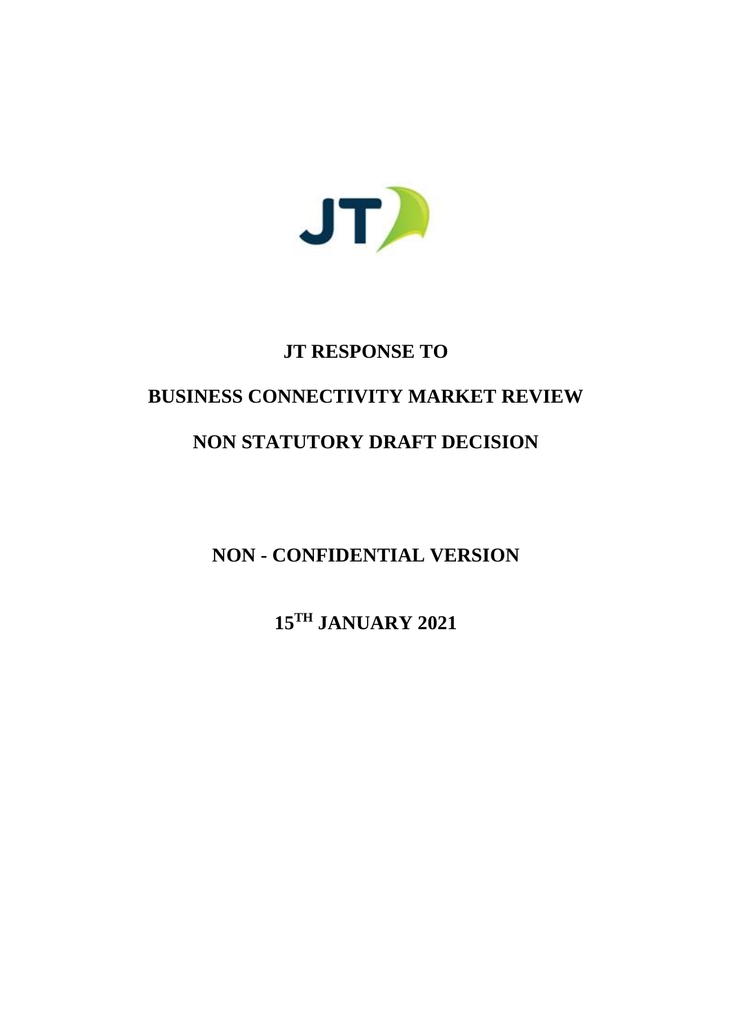# JT RESPONSE TO

# BUSINESS CONNECTIVITY MARKET REVIEW

# NON STATUTORY DRAFT DECISION

**NON - CONFIDENTIAL VERSION**

**15TH JANUARY 2021**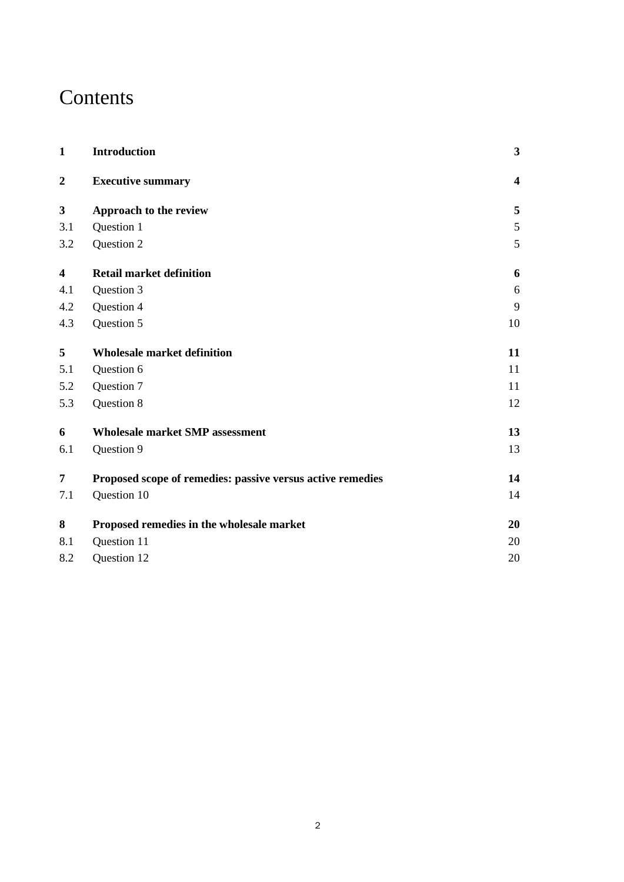# Contents

| | | |
|---|---|---|
| **1** | **Introduction** | **3** |
| **2** | **Executive summary** | **4** |
| **3** | **Approach to the review** | **5** |
| 3.1 | Question 1 | 5 |
| 3.2 | Question 2 | 5 |
| **4** | **Retail market definition** | **6** |
| 4.1 | Question 3 | 6 |
| 4.2 | Question 4 | 9 |
| 4.3 | Question 5 | 10 |
| **5** | **Wholesale market definition** | **11** |
| 5.1 | Question 6 | 11 |
| 5.2 | Question 7 | 11 |
| 5.3 | Question 8 | 12 |
| **6** | **Wholesale market SMP assessment** | **13** |
| 6.1 | Question 9 | 13 |
| **7** | **Proposed scope of remedies: passive versus active remedies** | **14** |
| 7.1 | Question 10 | 14 |
| **8** | **Proposed remedies in the wholesale market** | **20** |
| 8.1 | Question 11 | 20 |
| 8.2 | Question 12 | 20 |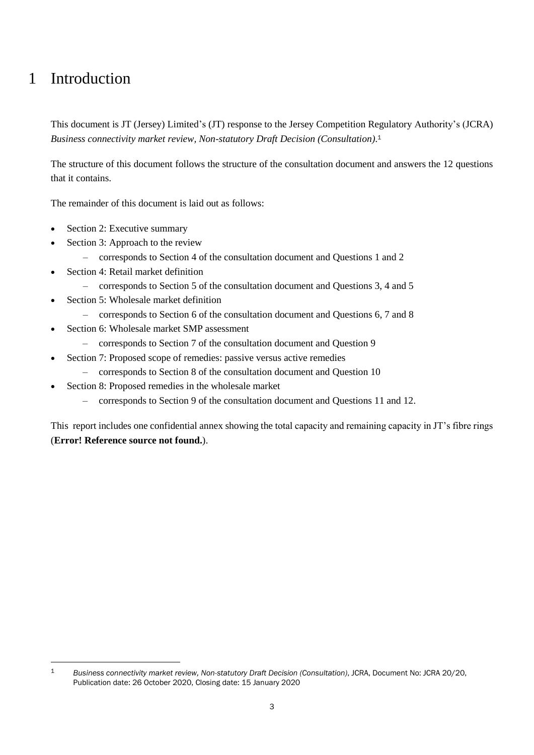# 1 Introduction

This document is JT (Jersey) Limited's (JT) response to the Jersey Competition Regulatory Authority's (JCRA) *Business connectivity market review, Non-statutory Draft Decision (Consultation)*.[1]

The structure of this document follows the structure of the consultation document and answers the 12 questions that it contains.

The remainder of this document is laid out as follows:

- Section 2: Executive summary
- Section 3: Approach to the review
  - corresponds to Section 4 of the consultation document and Questions 1 and 2
- Section 4: Retail market definition
  - corresponds to Section 5 of the consultation document and Questions 3, 4 and 5
- Section 5: Wholesale market definition
  - corresponds to Section 6 of the consultation document and Questions 6, 7 and 8
- Section 6: Wholesale market SMP assessment
  - corresponds to Section 7 of the consultation document and Question 9
- Section 7: Proposed scope of remedies: passive versus active remedies
  - corresponds to Section 8 of the consultation document and Question 10
- Section 8: Proposed remedies in the wholesale market
  - corresponds to Section 9 of the consultation document and Questions 11 and 12.

This report includes one confidential annex showing the total capacity and remaining capacity in JT's fibre rings (**Error! Reference source not found.**).

---

[1] *Business connectivity market review, Non-statutory Draft Decision (Consultation)*, JCRA, Document No: JCRA 20/20, Publication date: 26 October 2020, Closing date: 15 January 2020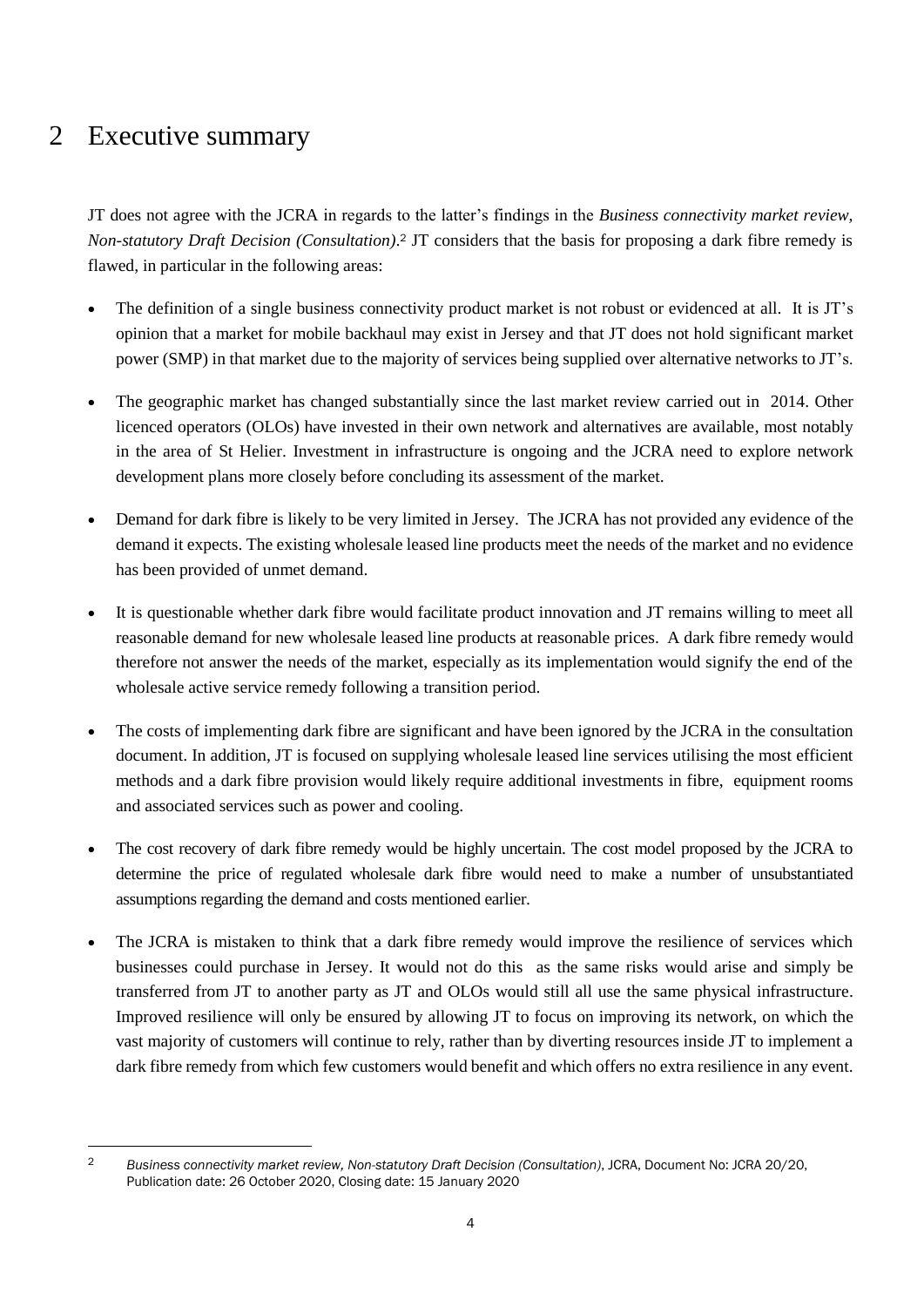# 2 Executive summary

JT does not agree with the JCRA in regards to the latter's findings in the *Business connectivity market review, Non-statutory Draft Decision (Consultation)*.[2] JT considers that the basis for proposing a dark fibre remedy is flawed, in particular in the following areas:

- The definition of a single business connectivity product market is not robust or evidenced at all. It is JT's opinion that a market for mobile backhaul may exist in Jersey and that JT does not hold significant market power (SMP) in that market due to the majority of services being supplied over alternative networks to JT's.
- The geographic market has changed substantially since the last market review carried out in 2014. Other licenced operators (OLOs) have invested in their own network and alternatives are available, most notably in the area of St Helier. Investment in infrastructure is ongoing and the JCRA need to explore network development plans more closely before concluding its assessment of the market.
- Demand for dark fibre is likely to be very limited in Jersey. The JCRA has not provided any evidence of the demand it expects. The existing wholesale leased line products meet the needs of the market and no evidence has been provided of unmet demand.
- It is questionable whether dark fibre would facilitate product innovation and JT remains willing to meet all reasonable demand for new wholesale leased line products at reasonable prices. A dark fibre remedy would therefore not answer the needs of the market, especially as its implementation would signify the end of the wholesale active service remedy following a transition period.
- The costs of implementing dark fibre are significant and have been ignored by the JCRA in the consultation document. In addition, JT is focused on supplying wholesale leased line services utilising the most efficient methods and a dark fibre provision would likely require additional investments in fibre, equipment rooms and associated services such as power and cooling.
- The cost recovery of dark fibre remedy would be highly uncertain. The cost model proposed by the JCRA to determine the price of regulated wholesale dark fibre would need to make a number of unsubstantiated assumptions regarding the demand and costs mentioned earlier.
- The JCRA is mistaken to think that a dark fibre remedy would improve the resilience of services which businesses could purchase in Jersey. It would not do this as the same risks would arise and simply be transferred from JT to another party as JT and OLOs would still all use the same physical infrastructure. Improved resilience will only be ensured by allowing JT to focus on improving its network, on which the vast majority of customers will continue to rely, rather than by diverting resources inside JT to implement a dark fibre remedy from which few customers would benefit and which offers no extra resilience in any event.

---

[2] *Business connectivity market review, Non-statutory Draft Decision (Consultation)*, JCRA, Document No: JCRA 20/20, Publication date: 26 October 2020, Closing date: 15 January 2020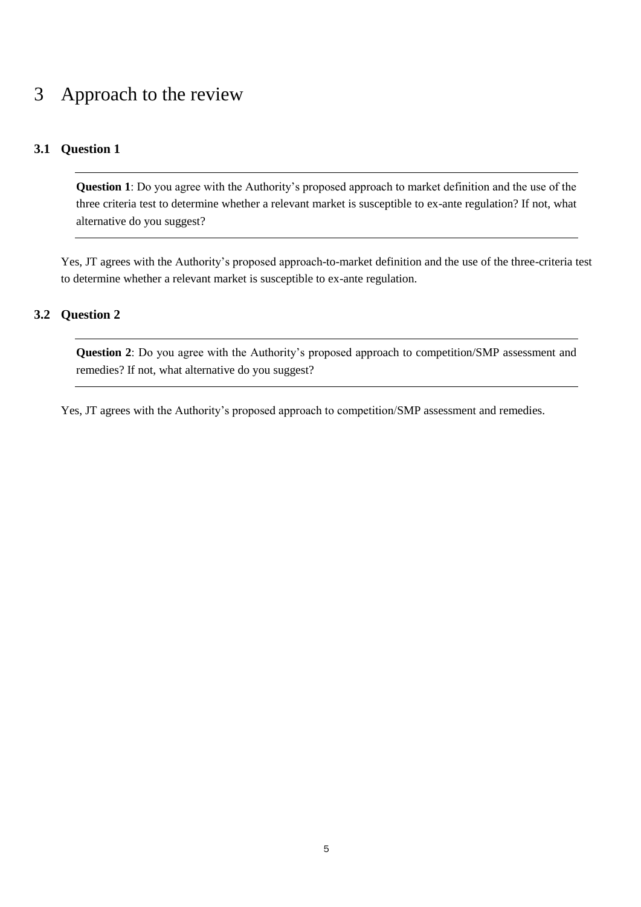# 3 Approach to the review

### 3.1 Question 1

**Question 1**: Do you agree with the Authority's proposed approach to market definition and the use of the three criteria test to determine whether a relevant market is susceptible to ex-ante regulation? If not, what alternative do you suggest?

Yes, JT agrees with the Authority's proposed approach-to-market definition and the use of the three-criteria test to determine whether a relevant market is susceptible to ex-ante regulation.

### 3.2 Question 2

**Question 2**: Do you agree with the Authority's proposed approach to competition/SMP assessment and remedies? If not, what alternative do you suggest?

Yes, JT agrees with the Authority's proposed approach to competition/SMP assessment and remedies.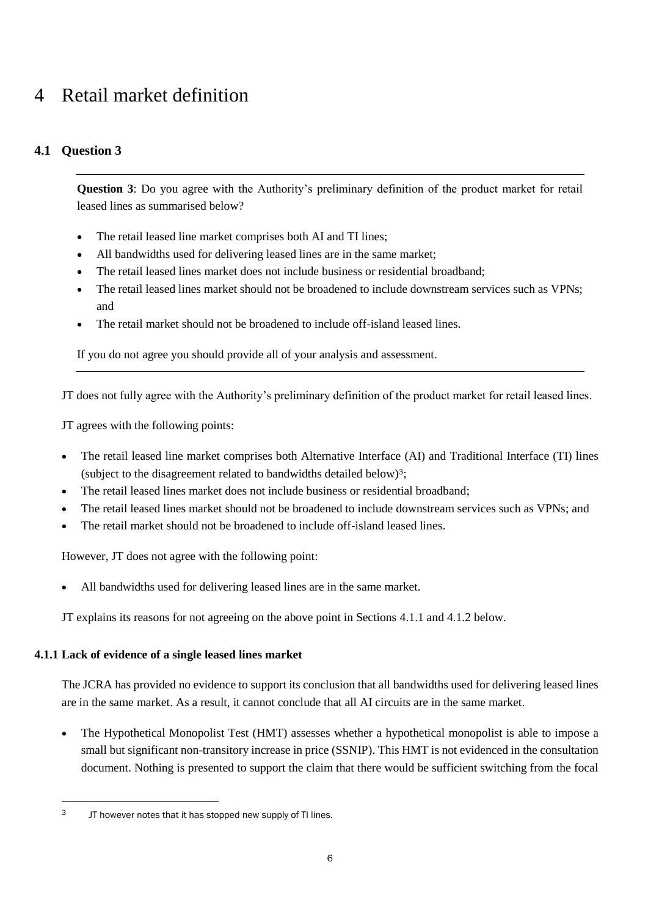# 4 Retail market definition

## 4.1 Question 3

**Question 3**: Do you agree with the Authority's preliminary definition of the product market for retail leased lines as summarised below?

- The retail leased line market comprises both AI and TI lines;
- All bandwidths used for delivering leased lines are in the same market;
- The retail leased lines market does not include business or residential broadband;
- The retail leased lines market should not be broadened to include downstream services such as VPNs; and
- The retail market should not be broadened to include off-island leased lines.

If you do not agree you should provide all of your analysis and assessment.

JT does not fully agree with the Authority's preliminary definition of the product market for retail leased lines.

JT agrees with the following points:

- The retail leased line market comprises both Alternative Interface (AI) and Traditional Interface (TI) lines (subject to the disagreement related to bandwidths detailed below)[3];
- The retail leased lines market does not include business or residential broadband;
- The retail leased lines market should not be broadened to include downstream services such as VPNs; and
- The retail market should not be broadened to include off-island leased lines.

However, JT does not agree with the following point:

- All bandwidths used for delivering leased lines are in the same market.

JT explains its reasons for not agreeing on the above point in Sections 4.1.1 and 4.1.2 below.

### 4.1.1 Lack of evidence of a single leased lines market

The JCRA has provided no evidence to support its conclusion that all bandwidths used for delivering leased lines are in the same market. As a result, it cannot conclude that all AI circuits are in the same market.

- The Hypothetical Monopolist Test (HMT) assesses whether a hypothetical monopolist is able to impose a small but significant non-transitory increase in price (SSNIP). This HMT is not evidenced in the consultation document. Nothing is presented to support the claim that there would be sufficient switching from the focal

[3] JT however notes that it has stopped new supply of TI lines.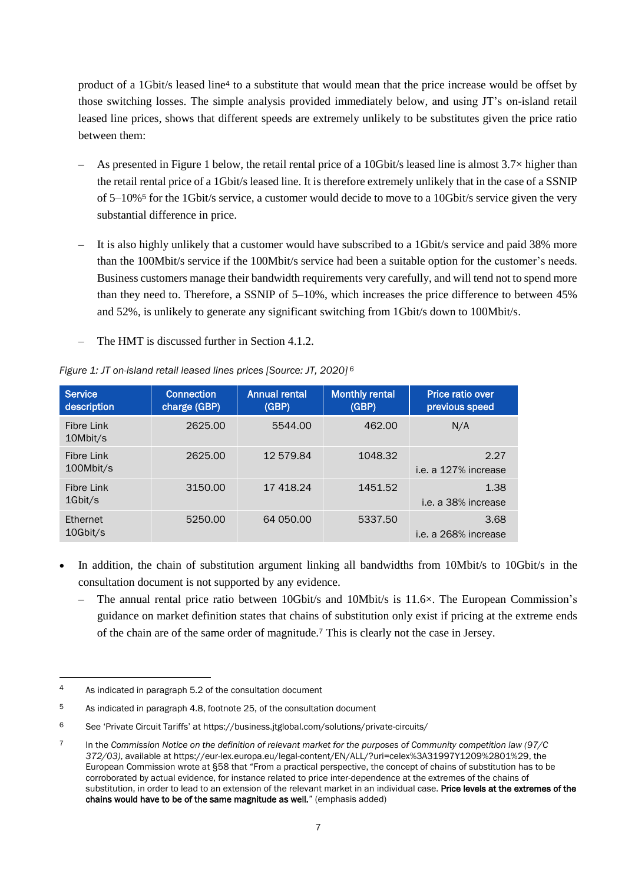product of a 1Gbit/s leased line[4] to a substitute that would mean that the price increase would be offset by those switching losses. The simple analysis provided immediately below, and using JT's on-island retail leased line prices, shows that different speeds are extremely unlikely to be substitutes given the price ratio between them:

- As presented in Figure 1 below, the retail rental price of a 10Gbit/s leased line is almost 3.7× higher than the retail rental price of a 1Gbit/s leased line. It is therefore extremely unlikely that in the case of a SSNIP of 5–10%[5] for the 1Gbit/s service, a customer would decide to move to a 10Gbit/s service given the very substantial difference in price.
- It is also highly unlikely that a customer would have subscribed to a 1Gbit/s service and paid 38% more than the 100Mbit/s service if the 100Mbit/s service had been a suitable option for the customer's needs. Business customers manage their bandwidth requirements very carefully, and will tend not to spend more than they need to. Therefore, a SSNIP of 5–10%, which increases the price difference to between 45% and 52%, is unlikely to generate any significant switching from 1Gbit/s down to 100Mbit/s.
- The HMT is discussed further in Section 4.1.2.

*Figure 1: JT on-island retail leased lines prices [Source: JT, 2020]*[6]

| Service description | Connection charge (GBP) | Annual rental (GBP) | Monthly rental (GBP) | Price ratio over previous speed |
|---|---|---|---|---|
| Fibre Link 10Mbit/s | 2625.00 | 5544.00 | 462.00 | N/A |
| Fibre Link 100Mbit/s | 2625.00 | 12 579.84 | 1048.32 | 2.27 i.e. a 127% increase |
| Fibre Link 1Gbit/s | 3150.00 | 17 418.24 | 1451.52 | 1.38 i.e. a 38% increase |
| Ethernet 10Gbit/s | 5250.00 | 64 050.00 | 5337.50 | 3.68 i.e. a 268% increase |

- In addition, the chain of substitution argument linking all bandwidths from 10Mbit/s to 10Gbit/s in the consultation document is not supported by any evidence.
  - The annual rental price ratio between 10Gbit/s and 10Mbit/s is 11.6×. The European Commission's guidance on market definition states that chains of substitution only exist if pricing at the extreme ends of the chain are of the same order of magnitude.[7] This is clearly not the case in Jersey.

---

[4] As indicated in paragraph 5.2 of the consultation document

[5] As indicated in paragraph 4.8, footnote 25, of the consultation document

[6] See 'Private Circuit Tariffs' at https://business.jtglobal.com/solutions/private-circuits/

[7] In the *Commission Notice on the definition of relevant market for the purposes of Community competition law (97/C 372/03)*, available at https://eur-lex.europa.eu/legal-content/EN/ALL/?uri=celex%3A31997Y1209%2801%29, the European Commission wrote at §58 that "From a practical perspective, the concept of chains of substitution has to be corroborated by actual evidence, for instance related to price inter-dependence at the extremes of the chains of substitution, in order to lead to an extension of the relevant market in an individual case. **Price levels at the extremes of the chains would have to be of the same magnitude as well.**" (emphasis added)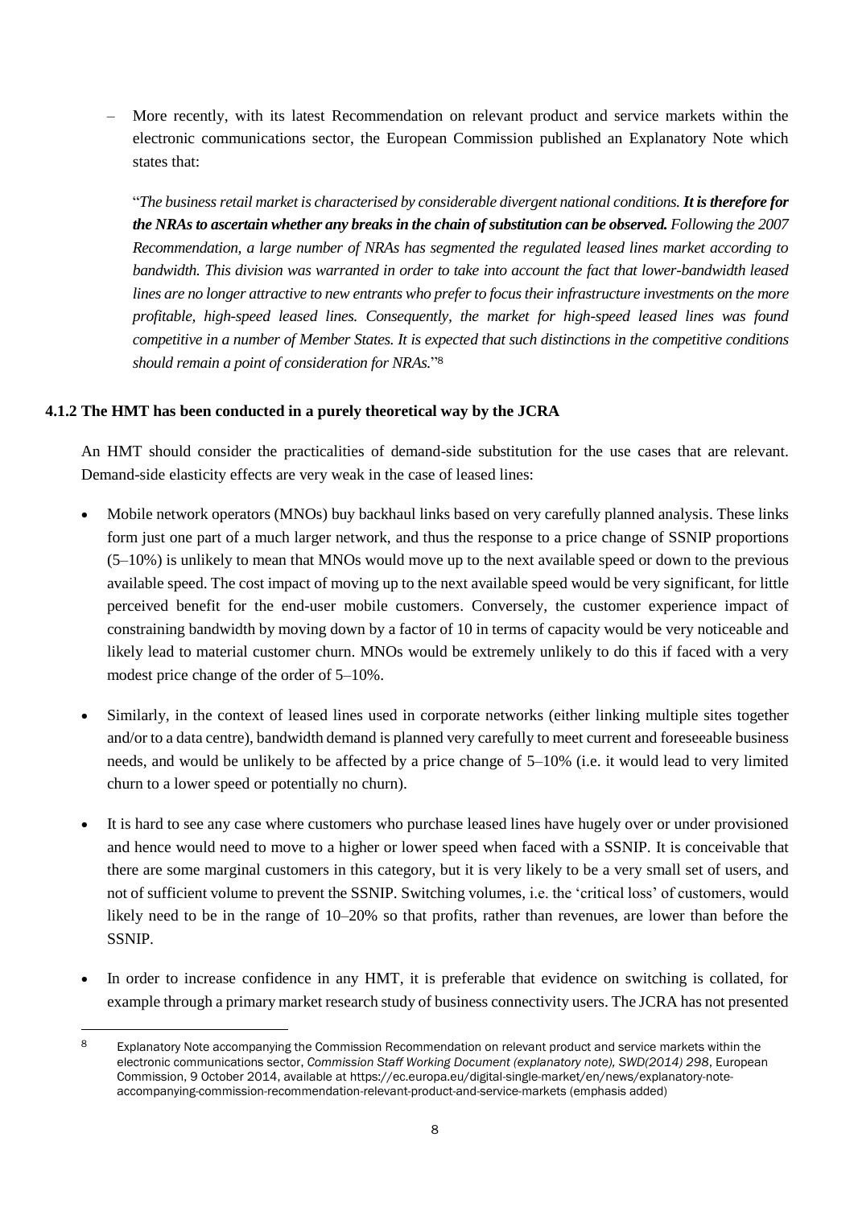– More recently, with its latest Recommendation on relevant product and service markets within the electronic communications sector, the European Commission published an Explanatory Note which states that:

"*The business retail market is characterised by considerable divergent national conditions.* ***It is therefore for the NRAs to ascertain whether any breaks in the chain of substitution can be observed.*** *Following the 2007 Recommendation, a large number of NRAs has segmented the regulated leased lines market according to bandwidth. This division was warranted in order to take into account the fact that lower-bandwidth leased lines are no longer attractive to new entrants who prefer to focus their infrastructure investments on the more profitable, high-speed leased lines. Consequently, the market for high-speed leased lines was found competitive in a number of Member States. It is expected that such distinctions in the competitive conditions should remain a point of consideration for NRAs.*"[8]

### 4.1.2 The HMT has been conducted in a purely theoretical way by the JCRA

An HMT should consider the practicalities of demand-side substitution for the use cases that are relevant. Demand-side elasticity effects are very weak in the case of leased lines:

- Mobile network operators (MNOs) buy backhaul links based on very carefully planned analysis. These links form just one part of a much larger network, and thus the response to a price change of SSNIP proportions (5–10%) is unlikely to mean that MNOs would move up to the next available speed or down to the previous available speed. The cost impact of moving up to the next available speed would be very significant, for little perceived benefit for the end-user mobile customers. Conversely, the customer experience impact of constraining bandwidth by moving down by a factor of 10 in terms of capacity would be very noticeable and likely lead to material customer churn. MNOs would be extremely unlikely to do this if faced with a very modest price change of the order of 5–10%.
- Similarly, in the context of leased lines used in corporate networks (either linking multiple sites together and/or to a data centre), bandwidth demand is planned very carefully to meet current and foreseeable business needs, and would be unlikely to be affected by a price change of 5–10% (i.e. it would lead to very limited churn to a lower speed or potentially no churn).
- It is hard to see any case where customers who purchase leased lines have hugely over or under provisioned and hence would need to move to a higher or lower speed when faced with a SSNIP. It is conceivable that there are some marginal customers in this category, but it is very likely to be a very small set of users, and not of sufficient volume to prevent the SSNIP. Switching volumes, i.e. the 'critical loss' of customers, would likely need to be in the range of 10–20% so that profits, rather than revenues, are lower than before the SSNIP.
- In order to increase confidence in any HMT, it is preferable that evidence on switching is collated, for example through a primary market research study of business connectivity users. The JCRA has not presented

---

[8] Explanatory Note accompanying the Commission Recommendation on relevant product and service markets within the electronic communications sector, *Commission Staff Working Document (explanatory note), SWD(2014) 298*, European Commission, 9 October 2014, available at https://ec.europa.eu/digital-single-market/en/news/explanatory-note-accompanying-commission-recommendation-relevant-product-and-service-markets (emphasis added)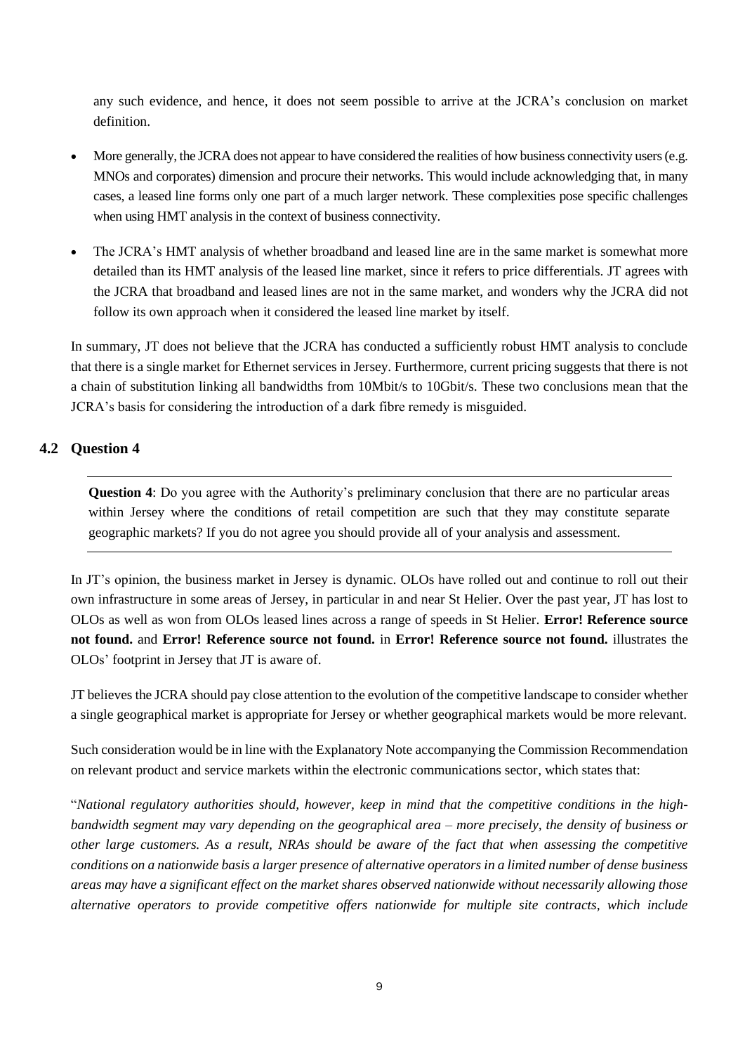any such evidence, and hence, it does not seem possible to arrive at the JCRA's conclusion on market definition.

- More generally, the JCRA does not appear to have considered the realities of how business connectivity users (e.g. MNOs and corporates) dimension and procure their networks. This would include acknowledging that, in many cases, a leased line forms only one part of a much larger network. These complexities pose specific challenges when using HMT analysis in the context of business connectivity.
- The JCRA's HMT analysis of whether broadband and leased line are in the same market is somewhat more detailed than its HMT analysis of the leased line market, since it refers to price differentials. JT agrees with the JCRA that broadband and leased lines are not in the same market, and wonders why the JCRA did not follow its own approach when it considered the leased line market by itself.

In summary, JT does not believe that the JCRA has conducted a sufficiently robust HMT analysis to conclude that there is a single market for Ethernet services in Jersey. Furthermore, current pricing suggests that there is not a chain of substitution linking all bandwidths from 10Mbit/s to 10Gbit/s. These two conclusions mean that the JCRA's basis for considering the introduction of a dark fibre remedy is misguided.

## 4.2 Question 4

**Question 4**: Do you agree with the Authority's preliminary conclusion that there are no particular areas within Jersey where the conditions of retail competition are such that they may constitute separate geographic markets? If you do not agree you should provide all of your analysis and assessment.

In JT's opinion, the business market in Jersey is dynamic. OLOs have rolled out and continue to roll out their own infrastructure in some areas of Jersey, in particular in and near St Helier. Over the past year, JT has lost to OLOs as well as won from OLOs leased lines across a range of speeds in St Helier. **Error! Reference source not found.** and **Error! Reference source not found.** in **Error! Reference source not found.** illustrates the OLOs' footprint in Jersey that JT is aware of.

JT believes the JCRA should pay close attention to the evolution of the competitive landscape to consider whether a single geographical market is appropriate for Jersey or whether geographical markets would be more relevant.

Such consideration would be in line with the Explanatory Note accompanying the Commission Recommendation on relevant product and service markets within the electronic communications sector, which states that:

"*National regulatory authorities should, however, keep in mind that the competitive conditions in the high-bandwidth segment may vary depending on the geographical area – more precisely, the density of business or other large customers. As a result, NRAs should be aware of the fact that when assessing the competitive conditions on a nationwide basis a larger presence of alternative operators in a limited number of dense business areas may have a significant effect on the market shares observed nationwide without necessarily allowing those alternative operators to provide competitive offers nationwide for multiple site contracts, which include*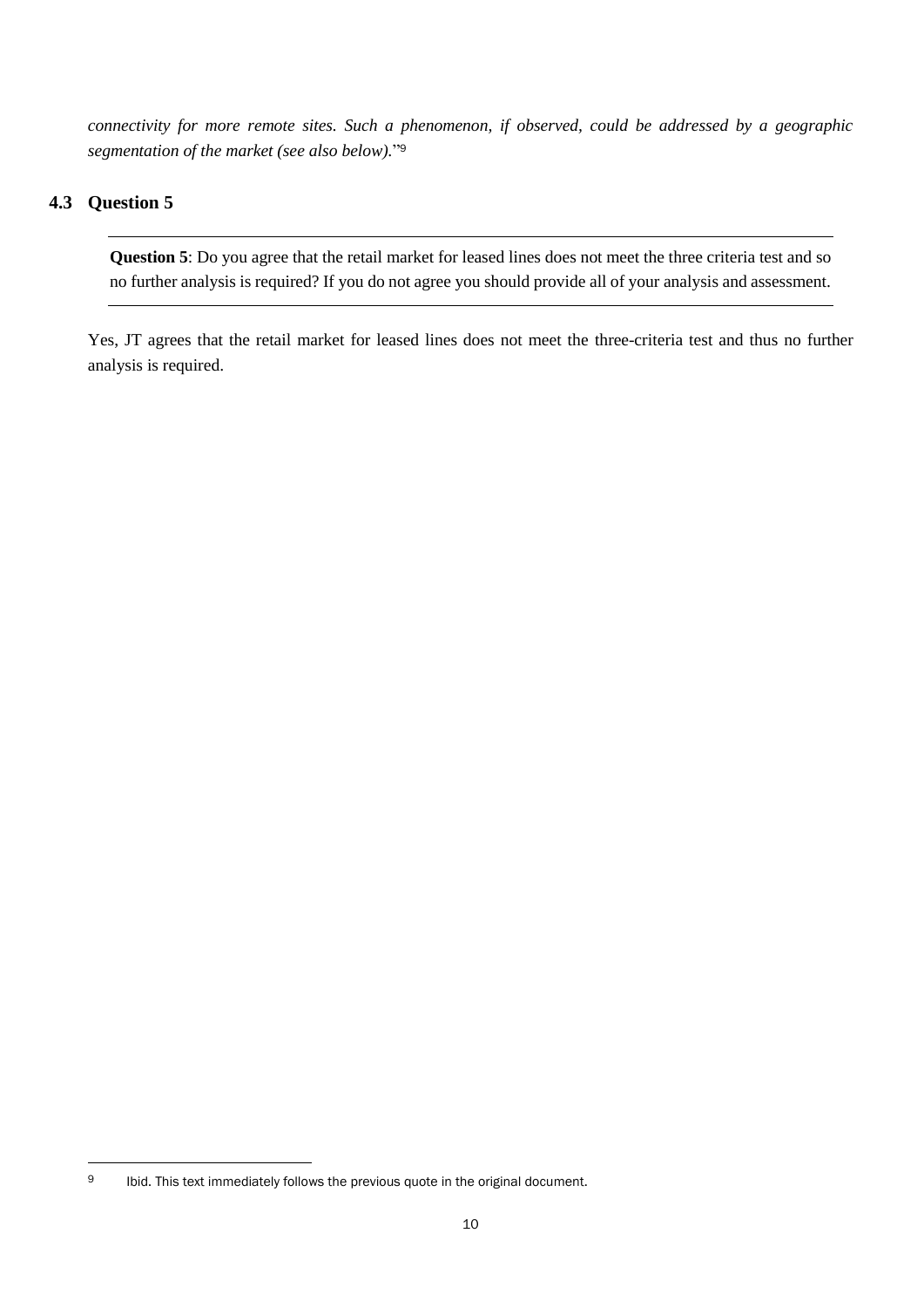*connectivity for more remote sites. Such a phenomenon, if observed, could be addressed by a geographic segmentation of the market (see also below).*"[9]

### 4.3 Question 5

---

**Question 5**: Do you agree that the retail market for leased lines does not meet the three criteria test and so no further analysis is required? If you do not agree you should provide all of your analysis and assessment.

---

Yes, JT agrees that the retail market for leased lines does not meet the three-criteria test and thus no further analysis is required.

---

[9] Ibid. This text immediately follows the previous quote in the original document.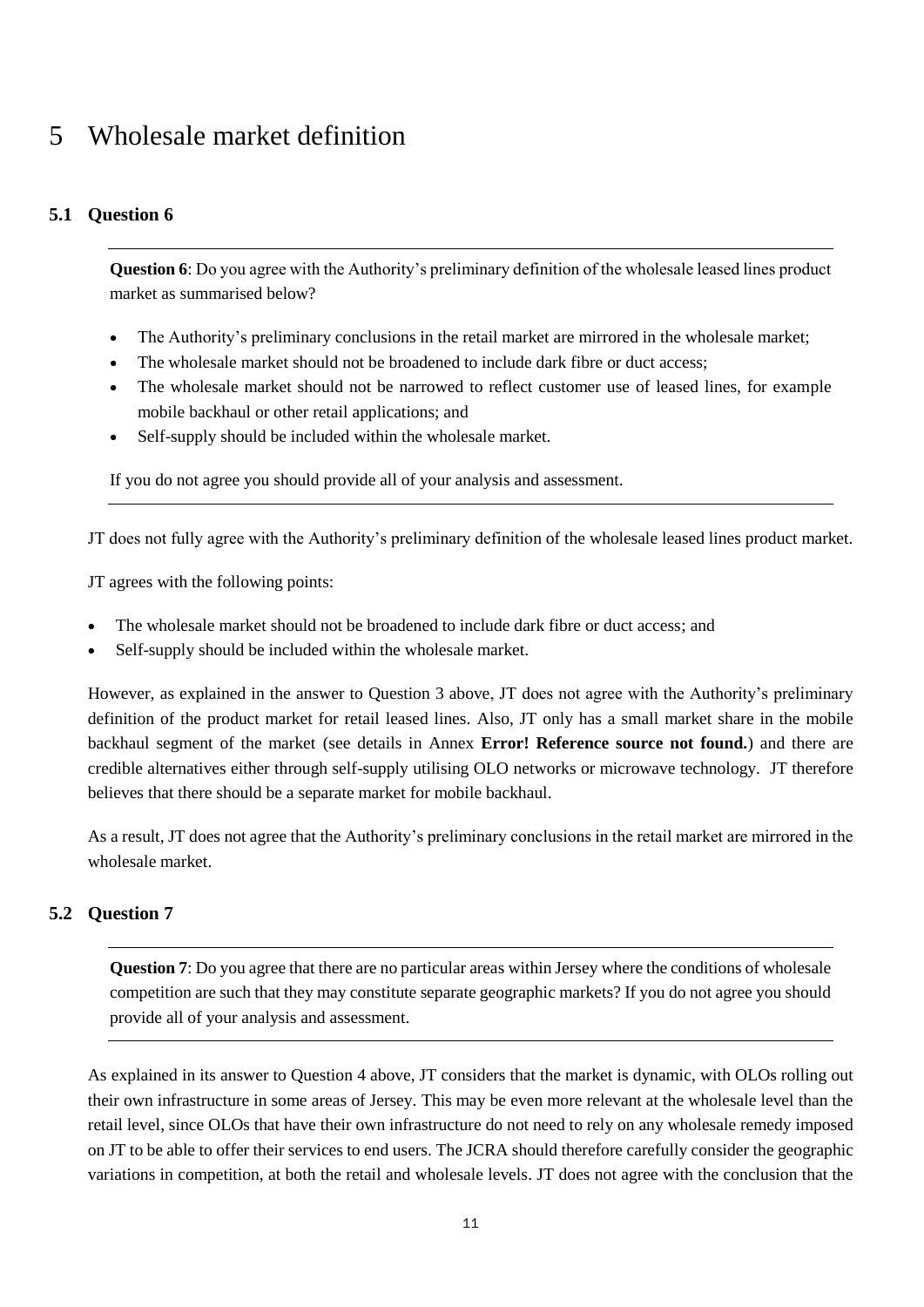# 5 Wholesale market definition

## 5.1 Question 6

**Question 6**: Do you agree with the Authority's preliminary definition of the wholesale leased lines product market as summarised below?

- The Authority's preliminary conclusions in the retail market are mirrored in the wholesale market;
- The wholesale market should not be broadened to include dark fibre or duct access;
- The wholesale market should not be narrowed to reflect customer use of leased lines, for example mobile backhaul or other retail applications; and
- Self-supply should be included within the wholesale market.

If you do not agree you should provide all of your analysis and assessment.

JT does not fully agree with the Authority's preliminary definition of the wholesale leased lines product market.

JT agrees with the following points:

- The wholesale market should not be broadened to include dark fibre or duct access; and
- Self-supply should be included within the wholesale market.

However, as explained in the answer to Question 3 above, JT does not agree with the Authority's preliminary definition of the product market for retail leased lines. Also, JT only has a small market share in the mobile backhaul segment of the market (see details in Annex **Error! Reference source not found.**) and there are credible alternatives either through self-supply utilising OLO networks or microwave technology. JT therefore believes that there should be a separate market for mobile backhaul.

As a result, JT does not agree that the Authority's preliminary conclusions in the retail market are mirrored in the wholesale market.

## 5.2 Question 7

**Question 7**: Do you agree that there are no particular areas within Jersey where the conditions of wholesale competition are such that they may constitute separate geographic markets? If you do not agree you should provide all of your analysis and assessment.

As explained in its answer to Question 4 above, JT considers that the market is dynamic, with OLOs rolling out their own infrastructure in some areas of Jersey. This may be even more relevant at the wholesale level than the retail level, since OLOs that have their own infrastructure do not need to rely on any wholesale remedy imposed on JT to be able to offer their services to end users. The JCRA should therefore carefully consider the geographic variations in competition, at both the retail and wholesale levels. JT does not agree with the conclusion that the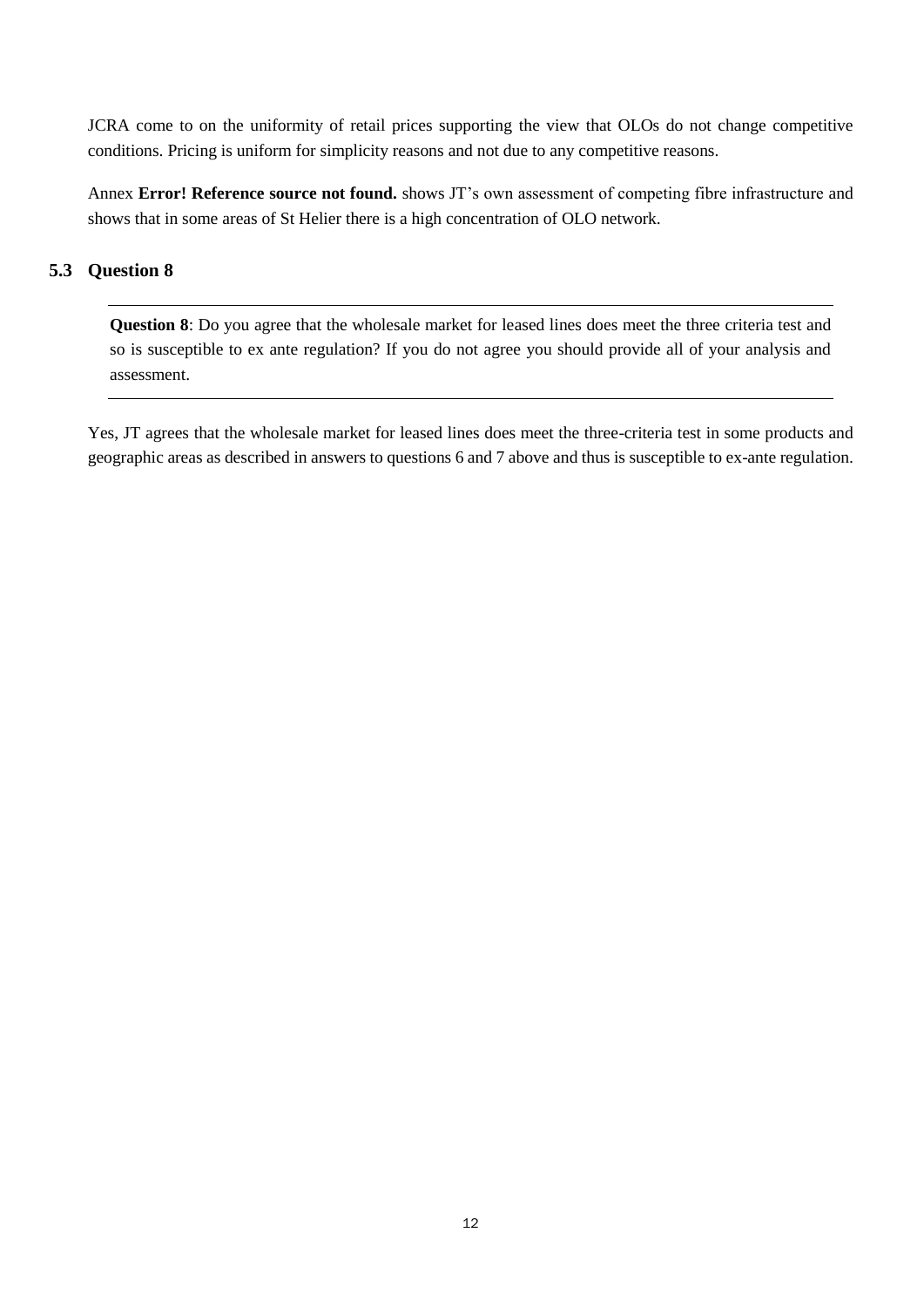JCRA come to on the uniformity of retail prices supporting the view that OLOs do not change competitive conditions. Pricing is uniform for simplicity reasons and not due to any competitive reasons.

Annex **Error! Reference source not found.** shows JT's own assessment of competing fibre infrastructure and shows that in some areas of St Helier there is a high concentration of OLO network.

## 5.3 Question 8

**Question 8**: Do you agree that the wholesale market for leased lines does meet the three criteria test and so is susceptible to ex ante regulation? If you do not agree you should provide all of your analysis and assessment.

Yes, JT agrees that the wholesale market for leased lines does meet the three-criteria test in some products and geographic areas as described in answers to questions 6 and 7 above and thus is susceptible to ex-ante regulation.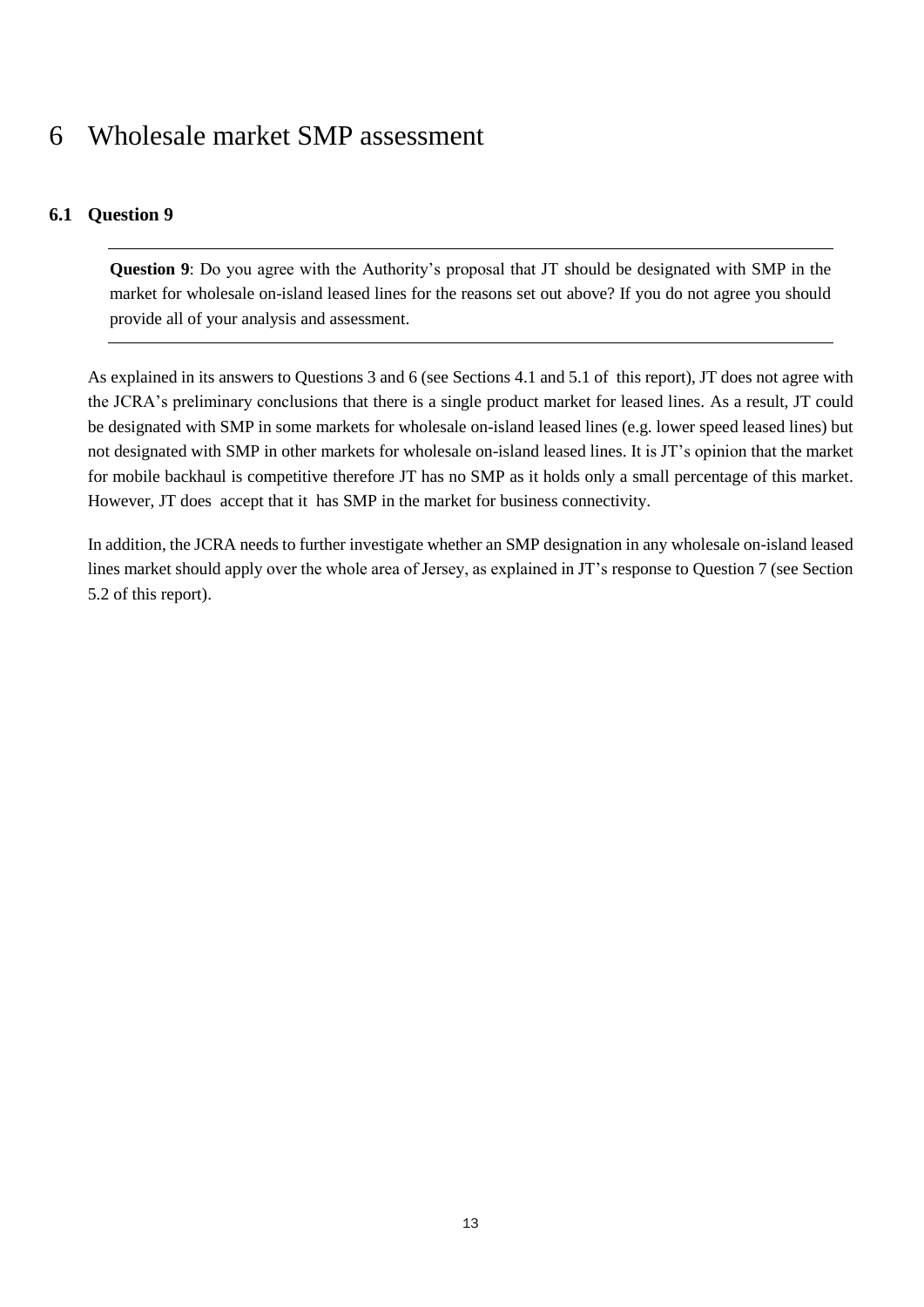# 6 Wholesale market SMP assessment

## 6.1 Question 9

**Question 9**: Do you agree with the Authority's proposal that JT should be designated with SMP in the market for wholesale on-island leased lines for the reasons set out above? If you do not agree you should provide all of your analysis and assessment.

As explained in its answers to Questions 3 and 6 (see Sections 4.1 and 5.1 of this report), JT does not agree with the JCRA's preliminary conclusions that there is a single product market for leased lines. As a result, JT could be designated with SMP in some markets for wholesale on-island leased lines (e.g. lower speed leased lines) but not designated with SMP in other markets for wholesale on-island leased lines. It is JT's opinion that the market for mobile backhaul is competitive therefore JT has no SMP as it holds only a small percentage of this market. However, JT does accept that it has SMP in the market for business connectivity.

In addition, the JCRA needs to further investigate whether an SMP designation in any wholesale on-island leased lines market should apply over the whole area of Jersey, as explained in JT's response to Question 7 (see Section 5.2 of this report).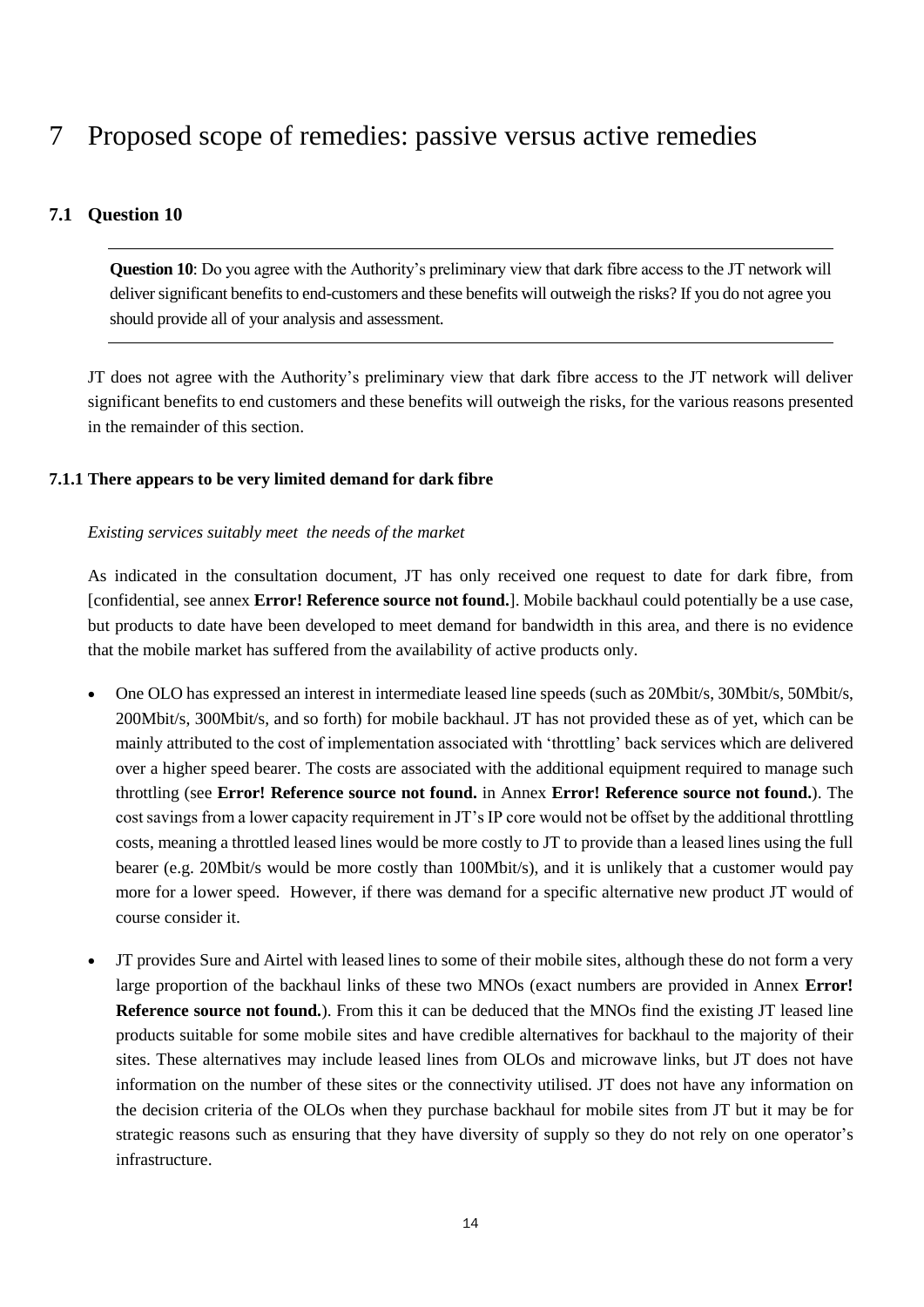# 7 Proposed scope of remedies: passive versus active remedies

## 7.1 Question 10

**Question 10**: Do you agree with the Authority's preliminary view that dark fibre access to the JT network will deliver significant benefits to end-customers and these benefits will outweigh the risks? If you do not agree you should provide all of your analysis and assessment.

JT does not agree with the Authority's preliminary view that dark fibre access to the JT network will deliver significant benefits to end customers and these benefits will outweigh the risks, for the various reasons presented in the remainder of this section.

### 7.1.1 There appears to be very limited demand for dark fibre

*Existing services suitably meet the needs of the market*

As indicated in the consultation document, JT has only received one request to date for dark fibre, from [confidential, see annex **Error! Reference source not found.**]. Mobile backhaul could potentially be a use case, but products to date have been developed to meet demand for bandwidth in this area, and there is no evidence that the mobile market has suffered from the availability of active products only.

- One OLO has expressed an interest in intermediate leased line speeds (such as 20Mbit/s, 30Mbit/s, 50Mbit/s, 200Mbit/s, 300Mbit/s, and so forth) for mobile backhaul. JT has not provided these as of yet, which can be mainly attributed to the cost of implementation associated with 'throttling' back services which are delivered over a higher speed bearer. The costs are associated with the additional equipment required to manage such throttling (see **Error! Reference source not found.** in Annex **Error! Reference source not found.**). The cost savings from a lower capacity requirement in JT's IP core would not be offset by the additional throttling costs, meaning a throttled leased lines would be more costly to JT to provide than a leased lines using the full bearer (e.g. 20Mbit/s would be more costly than 100Mbit/s), and it is unlikely that a customer would pay more for a lower speed. However, if there was demand for a specific alternative new product JT would of course consider it.
- JT provides Sure and Airtel with leased lines to some of their mobile sites, although these do not form a very large proportion of the backhaul links of these two MNOs (exact numbers are provided in Annex **Error! Reference source not found.**). From this it can be deduced that the MNOs find the existing JT leased line products suitable for some mobile sites and have credible alternatives for backhaul to the majority of their sites. These alternatives may include leased lines from OLOs and microwave links, but JT does not have information on the number of these sites or the connectivity utilised. JT does not have any information on the decision criteria of the OLOs when they purchase backhaul for mobile sites from JT but it may be for strategic reasons such as ensuring that they have diversity of supply so they do not rely on one operator's infrastructure.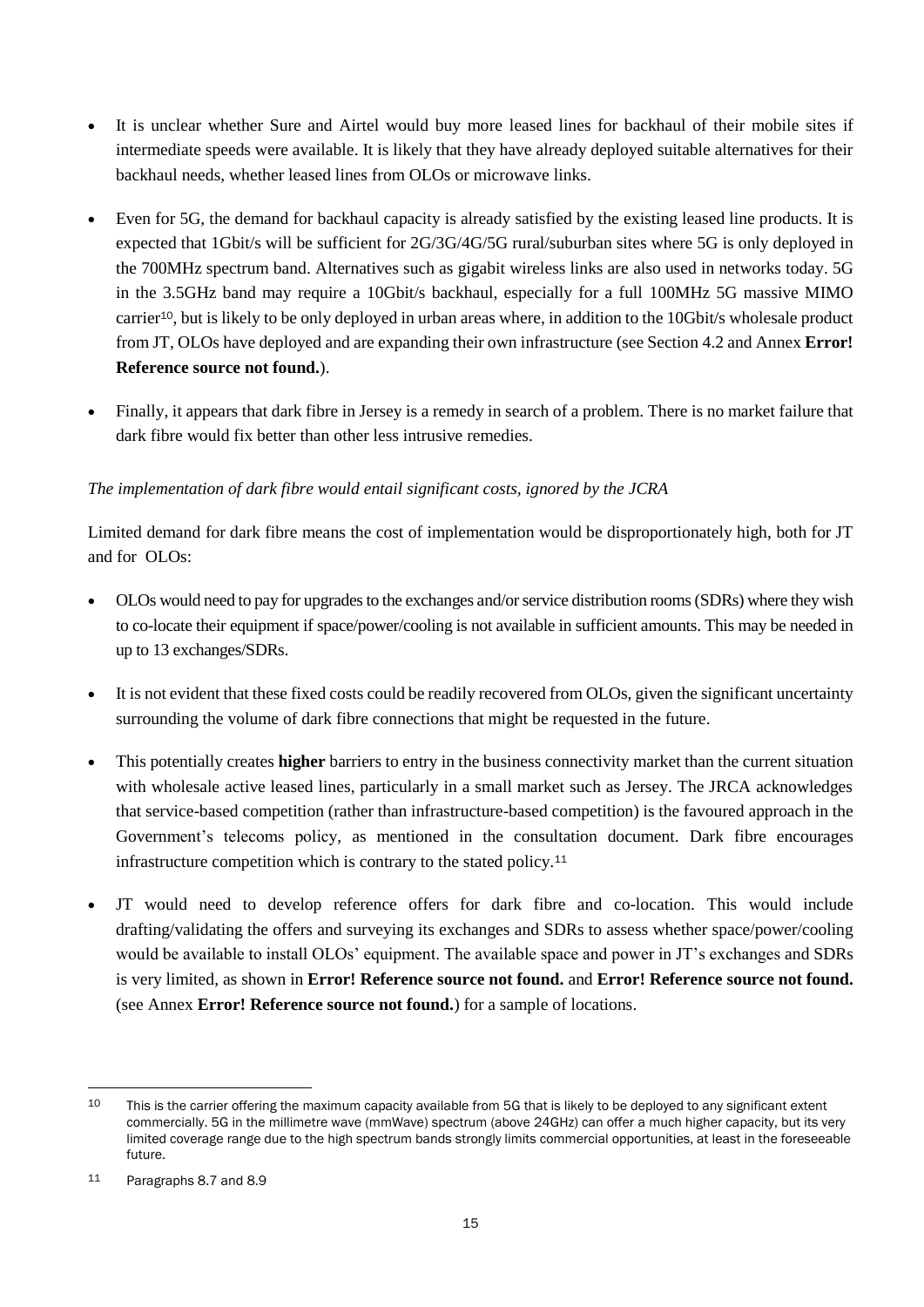- It is unclear whether Sure and Airtel would buy more leased lines for backhaul of their mobile sites if intermediate speeds were available. It is likely that they have already deployed suitable alternatives for their backhaul needs, whether leased lines from OLOs or microwave links.

- Even for 5G, the demand for backhaul capacity is already satisfied by the existing leased line products. It is expected that 1Gbit/s will be sufficient for 2G/3G/4G/5G rural/suburban sites where 5G is only deployed in the 700MHz spectrum band. Alternatives such as gigabit wireless links are also used in networks today. 5G in the 3.5GHz band may require a 10Gbit/s backhaul, especially for a full 100MHz 5G massive MIMO carrier[10], but is likely to be only deployed in urban areas where, in addition to the 10Gbit/s wholesale product from JT, OLOs have deployed and are expanding their own infrastructure (see Section 4.2 and Annex **Error! Reference source not found.**).

- Finally, it appears that dark fibre in Jersey is a remedy in search of a problem. There is no market failure that dark fibre would fix better than other less intrusive remedies.

*The implementation of dark fibre would entail significant costs, ignored by the JCRA*

Limited demand for dark fibre means the cost of implementation would be disproportionately high, both for JT and for OLOs:

- OLOs would need to pay for upgrades to the exchanges and/or service distribution rooms (SDRs) where they wish to co-locate their equipment if space/power/cooling is not available in sufficient amounts. This may be needed in up to 13 exchanges/SDRs.

- It is not evident that these fixed costs could be readily recovered from OLOs, given the significant uncertainty surrounding the volume of dark fibre connections that might be requested in the future.

- This potentially creates **higher** barriers to entry in the business connectivity market than the current situation with wholesale active leased lines, particularly in a small market such as Jersey. The JRCA acknowledges that service-based competition (rather than infrastructure-based competition) is the favoured approach in the Government's telecoms policy, as mentioned in the consultation document. Dark fibre encourages infrastructure competition which is contrary to the stated policy.[11]

- JT would need to develop reference offers for dark fibre and co-location. This would include drafting/validating the offers and surveying its exchanges and SDRs to assess whether space/power/cooling would be available to install OLOs' equipment. The available space and power in JT's exchanges and SDRs is very limited, as shown in **Error! Reference source not found.** and **Error! Reference source not found.** (see Annex **Error! Reference source not found.**) for a sample of locations.

---

[10] This is the carrier offering the maximum capacity available from 5G that is likely to be deployed to any significant extent commercially. 5G in the millimetre wave (mmWave) spectrum (above 24GHz) can offer a much higher capacity, but its very limited coverage range due to the high spectrum bands strongly limits commercial opportunities, at least in the foreseeable future.

[11] Paragraphs 8.7 and 8.9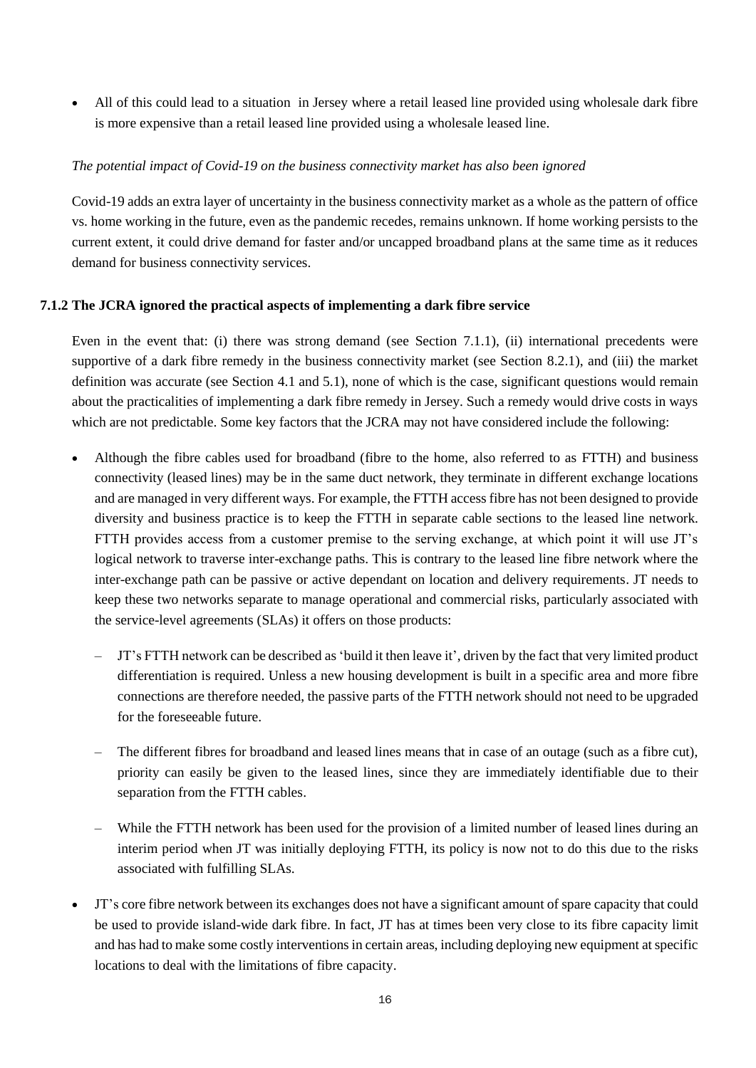- All of this could lead to a situation in Jersey where a retail leased line provided using wholesale dark fibre is more expensive than a retail leased line provided using a wholesale leased line.

*The potential impact of Covid-19 on the business connectivity market has also been ignored*

Covid-19 adds an extra layer of uncertainty in the business connectivity market as a whole as the pattern of office vs. home working in the future, even as the pandemic recedes, remains unknown. If home working persists to the current extent, it could drive demand for faster and/or uncapped broadband plans at the same time as it reduces demand for business connectivity services.

### 7.1.2 The JCRA ignored the practical aspects of implementing a dark fibre service

Even in the event that: (i) there was strong demand (see Section 7.1.1), (ii) international precedents were supportive of a dark fibre remedy in the business connectivity market (see Section 8.2.1), and (iii) the market definition was accurate (see Section 4.1 and 5.1), none of which is the case, significant questions would remain about the practicalities of implementing a dark fibre remedy in Jersey. Such a remedy would drive costs in ways which are not predictable. Some key factors that the JCRA may not have considered include the following:

- Although the fibre cables used for broadband (fibre to the home, also referred to as FTTH) and business connectivity (leased lines) may be in the same duct network, they terminate in different exchange locations and are managed in very different ways. For example, the FTTH access fibre has not been designed to provide diversity and business practice is to keep the FTTH in separate cable sections to the leased line network. FTTH provides access from a customer premise to the serving exchange, at which point it will use JT's logical network to traverse inter-exchange paths. This is contrary to the leased line fibre network where the inter-exchange path can be passive or active dependant on location and delivery requirements. JT needs to keep these two networks separate to manage operational and commercial risks, particularly associated with the service-level agreements (SLAs) it offers on those products:
  - JT's FTTH network can be described as 'build it then leave it', driven by the fact that very limited product differentiation is required. Unless a new housing development is built in a specific area and more fibre connections are therefore needed, the passive parts of the FTTH network should not need to be upgraded for the foreseeable future.
  - The different fibres for broadband and leased lines means that in case of an outage (such as a fibre cut), priority can easily be given to the leased lines, since they are immediately identifiable due to their separation from the FTTH cables.
  - While the FTTH network has been used for the provision of a limited number of leased lines during an interim period when JT was initially deploying FTTH, its policy is now not to do this due to the risks associated with fulfilling SLAs.
- JT's core fibre network between its exchanges does not have a significant amount of spare capacity that could be used to provide island-wide dark fibre. In fact, JT has at times been very close to its fibre capacity limit and has had to make some costly interventions in certain areas, including deploying new equipment at specific locations to deal with the limitations of fibre capacity.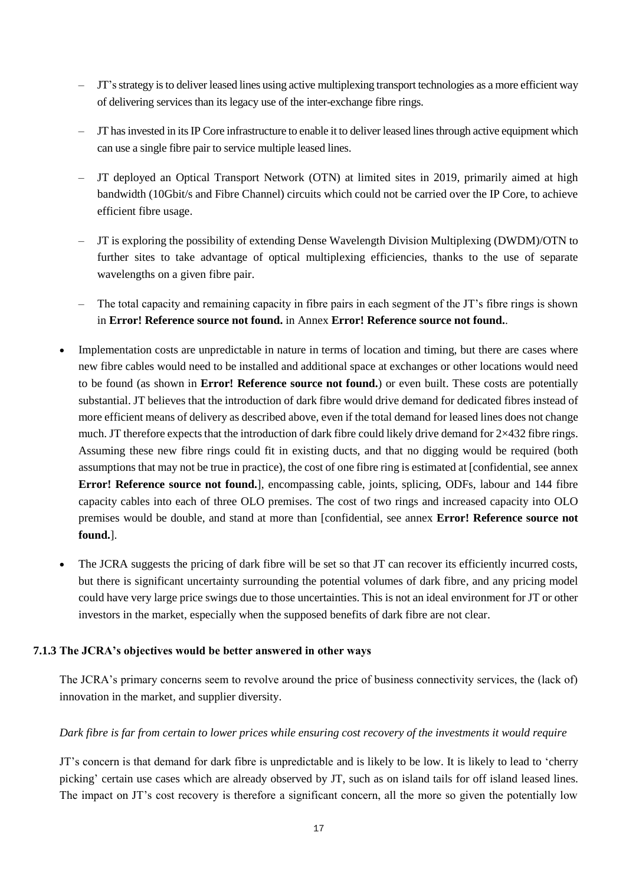- JT's strategy is to deliver leased lines using active multiplexing transport technologies as a more efficient way of delivering services than its legacy use of the inter-exchange fibre rings.
  - JT has invested in its IP Core infrastructure to enable it to deliver leased lines through active equipment which can use a single fibre pair to service multiple leased lines.
  - JT deployed an Optical Transport Network (OTN) at limited sites in 2019, primarily aimed at high bandwidth (10Gbit/s and Fibre Channel) circuits which could not be carried over the IP Core, to achieve efficient fibre usage.
  - JT is exploring the possibility of extending Dense Wavelength Division Multiplexing (DWDM)/OTN to further sites to take advantage of optical multiplexing efficiencies, thanks to the use of separate wavelengths on a given fibre pair.
  - The total capacity and remaining capacity in fibre pairs in each segment of the JT's fibre rings is shown in **Error! Reference source not found.** in Annex **Error! Reference source not found.**.

- Implementation costs are unpredictable in nature in terms of location and timing, but there are cases where new fibre cables would need to be installed and additional space at exchanges or other locations would need to be found (as shown in **Error! Reference source not found.**) or even built. These costs are potentially substantial. JT believes that the introduction of dark fibre would drive demand for dedicated fibres instead of more efficient means of delivery as described above, even if the total demand for leased lines does not change much. JT therefore expects that the introduction of dark fibre could likely drive demand for 2×432 fibre rings. Assuming these new fibre rings could fit in existing ducts, and that no digging would be required (both assumptions that may not be true in practice), the cost of one fibre ring is estimated at [confidential, see annex **Error! Reference source not found.**], encompassing cable, joints, splicing, ODFs, labour and 144 fibre capacity cables into each of three OLO premises. The cost of two rings and increased capacity into OLO premises would be double, and stand at more than [confidential, see annex **Error! Reference source not found.**].

- The JCRA suggests the pricing of dark fibre will be set so that JT can recover its efficiently incurred costs, but there is significant uncertainty surrounding the potential volumes of dark fibre, and any pricing model could have very large price swings due to those uncertainties. This is not an ideal environment for JT or other investors in the market, especially when the supposed benefits of dark fibre are not clear.

### 7.1.3 The JCRA's objectives would be better answered in other ways

The JCRA's primary concerns seem to revolve around the price of business connectivity services, the (lack of) innovation in the market, and supplier diversity.

*Dark fibre is far from certain to lower prices while ensuring cost recovery of the investments it would require*

JT's concern is that demand for dark fibre is unpredictable and is likely to be low. It is likely to lead to 'cherry picking' certain use cases which are already observed by JT, such as on island tails for off island leased lines. The impact on JT's cost recovery is therefore a significant concern, all the more so given the potentially low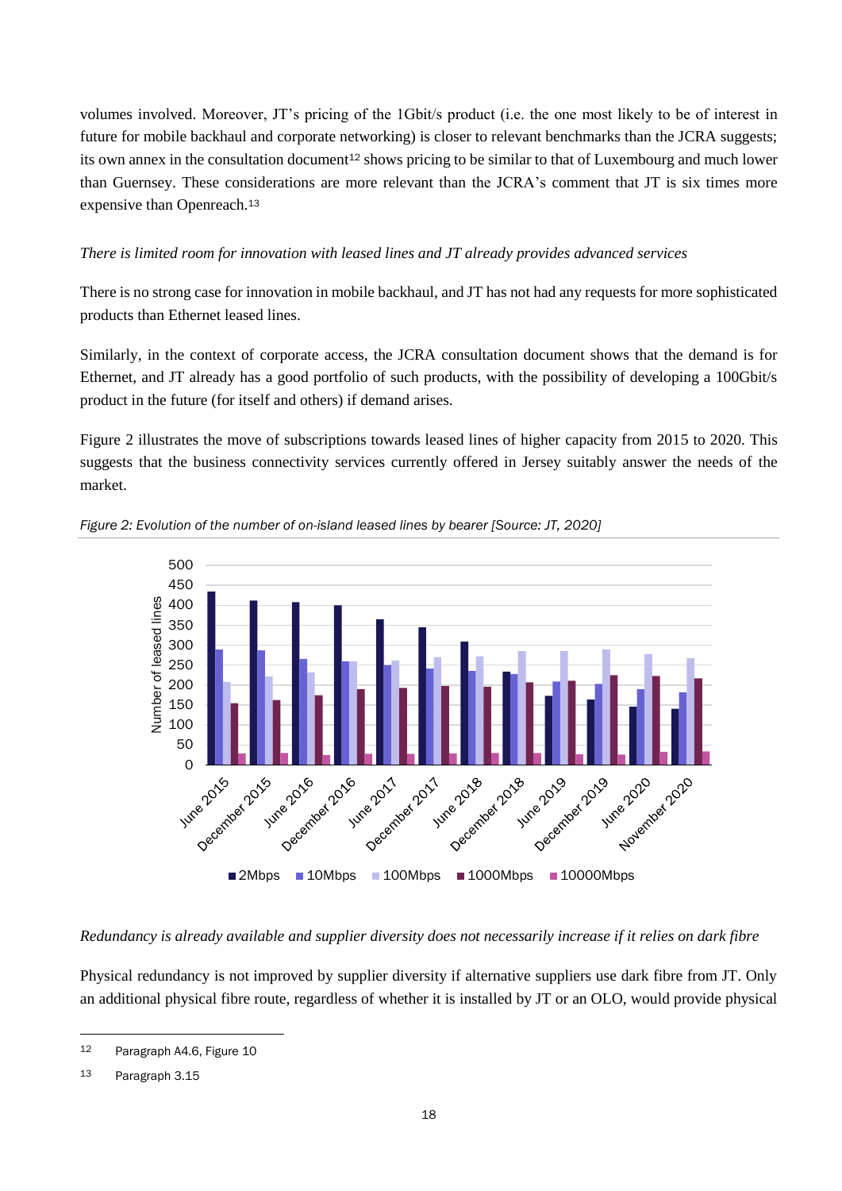volumes involved. Moreover, JT's pricing of the 1Gbit/s product (i.e. the one most likely to be of interest in future for mobile backhaul and corporate networking) is closer to relevant benchmarks than the JCRA suggests; its own annex in the consultation document[12] shows pricing to be similar to that of Luxembourg and much lower than Guernsey. These considerations are more relevant than the JCRA's comment that JT is six times more expensive than Openreach.[13]

*There is limited room for innovation with leased lines and JT already provides advanced services*

There is no strong case for innovation in mobile backhaul, and JT has not had any requests for more sophisticated products than Ethernet leased lines.

Similarly, in the context of corporate access, the JCRA consultation document shows that the demand is for Ethernet, and JT already has a good portfolio of such products, with the possibility of developing a 100Gbit/s product in the future (for itself and others) if demand arises.

Figure 2 illustrates the move of subscriptions towards leased lines of higher capacity from 2015 to 2020. This suggests that the business connectivity services currently offered in Jersey suitably answer the needs of the market.

*Figure 2: Evolution of the number of on-island leased lines by bearer [Source: JT, 2020]*

*Redundancy is already available and supplier diversity does not necessarily increase if it relies on dark fibre*

Physical redundancy is not improved by supplier diversity if alternative suppliers use dark fibre from JT. Only an additional physical fibre route, regardless of whether it is installed by JT or an OLO, would provide physical

[12] Paragraph A4.6, Figure 10

[13] Paragraph 3.15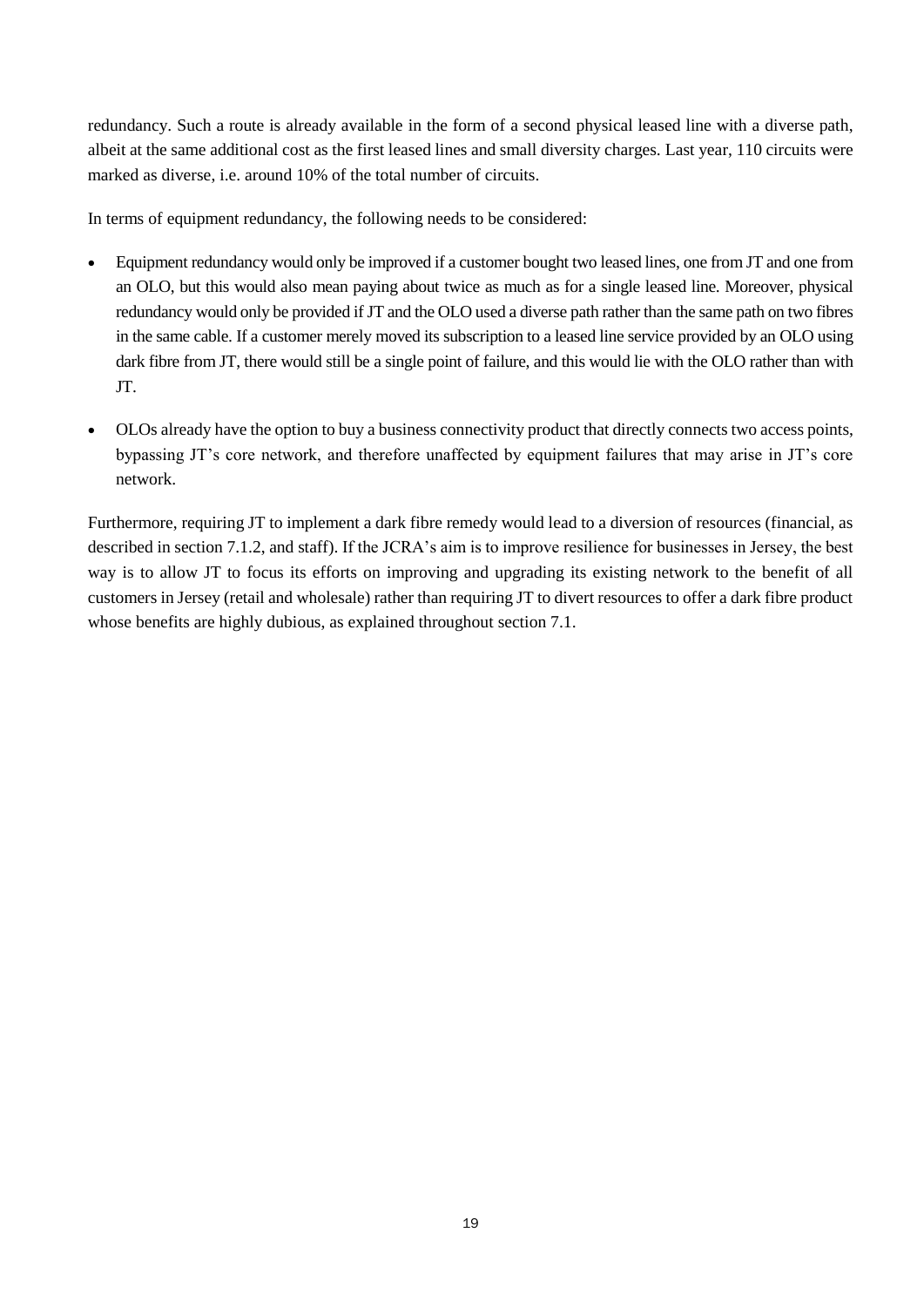redundancy. Such a route is already available in the form of a second physical leased line with a diverse path, albeit at the same additional cost as the first leased lines and small diversity charges. Last year, 110 circuits were marked as diverse, i.e. around 10% of the total number of circuits.

In terms of equipment redundancy, the following needs to be considered:

- Equipment redundancy would only be improved if a customer bought two leased lines, one from JT and one from an OLO, but this would also mean paying about twice as much as for a single leased line. Moreover, physical redundancy would only be provided if JT and the OLO used a diverse path rather than the same path on two fibres in the same cable. If a customer merely moved its subscription to a leased line service provided by an OLO using dark fibre from JT, there would still be a single point of failure, and this would lie with the OLO rather than with JT.
- OLOs already have the option to buy a business connectivity product that directly connects two access points, bypassing JT's core network, and therefore unaffected by equipment failures that may arise in JT's core network.

Furthermore, requiring JT to implement a dark fibre remedy would lead to a diversion of resources (financial, as described in section 7.1.2, and staff). If the JCRA's aim is to improve resilience for businesses in Jersey, the best way is to allow JT to focus its efforts on improving and upgrading its existing network to the benefit of all customers in Jersey (retail and wholesale) rather than requiring JT to divert resources to offer a dark fibre product whose benefits are highly dubious, as explained throughout section 7.1.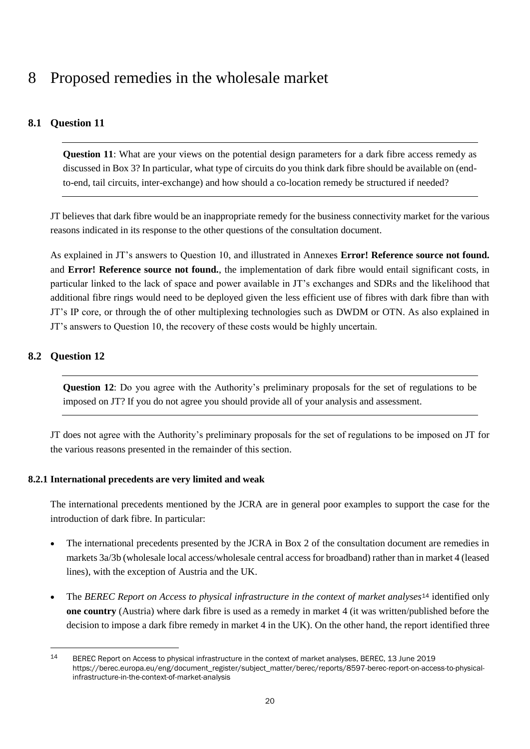# 8 Proposed remedies in the wholesale market

## 8.1 Question 11

**Question 11**: What are your views on the potential design parameters for a dark fibre access remedy as discussed in Box 3? In particular, what type of circuits do you think dark fibre should be available on (end-to-end, tail circuits, inter-exchange) and how should a co-location remedy be structured if needed?

JT believes that dark fibre would be an inappropriate remedy for the business connectivity market for the various reasons indicated in its response to the other questions of the consultation document.

As explained in JT's answers to Question 10, and illustrated in Annexes **Error! Reference source not found.** and **Error! Reference source not found.**, the implementation of dark fibre would entail significant costs, in particular linked to the lack of space and power available in JT's exchanges and SDRs and the likelihood that additional fibre rings would need to be deployed given the less efficient use of fibres with dark fibre than with JT's IP core, or through the of other multiplexing technologies such as DWDM or OTN. As also explained in JT's answers to Question 10, the recovery of these costs would be highly uncertain.

## 8.2 Question 12

**Question 12**: Do you agree with the Authority's preliminary proposals for the set of regulations to be imposed on JT? If you do not agree you should provide all of your analysis and assessment.

JT does not agree with the Authority's preliminary proposals for the set of regulations to be imposed on JT for the various reasons presented in the remainder of this section.

### 8.2.1 International precedents are very limited and weak

The international precedents mentioned by the JCRA are in general poor examples to support the case for the introduction of dark fibre. In particular:

- The international precedents presented by the JCRA in Box 2 of the consultation document are remedies in markets 3a/3b (wholesale local access/wholesale central access for broadband) rather than in market 4 (leased lines), with the exception of Austria and the UK.
- The *BEREC Report on Access to physical infrastructure in the context of market analyses*[14] identified only **one country** (Austria) where dark fibre is used as a remedy in market 4 (it was written/published before the decision to impose a dark fibre remedy in market 4 in the UK). On the other hand, the report identified three

[14] BEREC Report on Access to physical infrastructure in the context of market analyses, BEREC, 13 June 2019 https://berec.europa.eu/eng/document_register/subject_matter/berec/reports/8597-berec-report-on-access-to-physical-infrastructure-in-the-context-of-market-analysis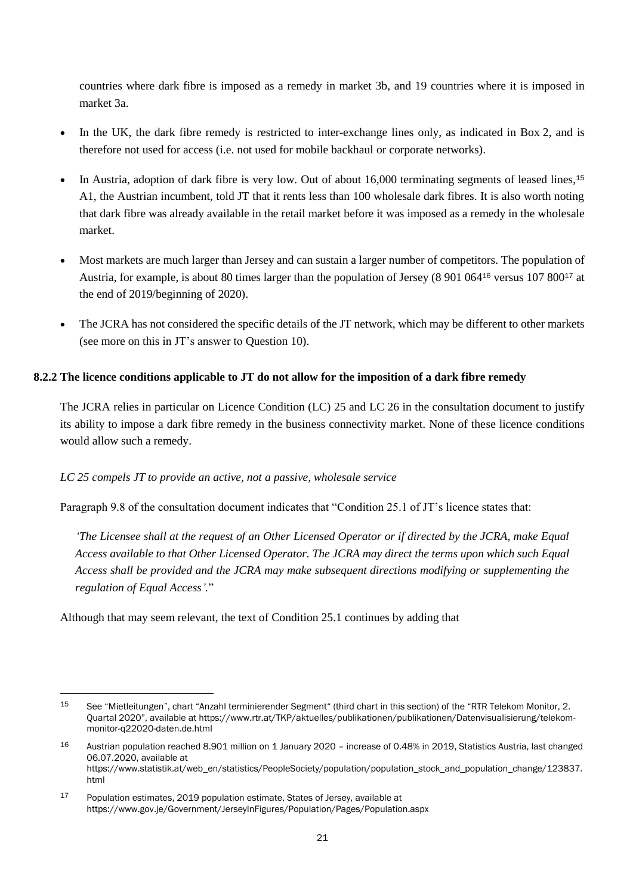countries where dark fibre is imposed as a remedy in market 3b, and 19 countries where it is imposed in market 3a.

- In the UK, the dark fibre remedy is restricted to inter-exchange lines only, as indicated in Box 2, and is therefore not used for access (i.e. not used for mobile backhaul or corporate networks).
- In Austria, adoption of dark fibre is very low. Out of about 16,000 terminating segments of leased lines,[15] A1, the Austrian incumbent, told JT that it rents less than 100 wholesale dark fibres. It is also worth noting that dark fibre was already available in the retail market before it was imposed as a remedy in the wholesale market.
- Most markets are much larger than Jersey and can sustain a larger number of competitors. The population of Austria, for example, is about 80 times larger than the population of Jersey (8 901 064[16] versus 107 800[17] at the end of 2019/beginning of 2020).
- The JCRA has not considered the specific details of the JT network, which may be different to other markets (see more on this in JT's answer to Question 10).

### 8.2.2 The licence conditions applicable to JT do not allow for the imposition of a dark fibre remedy

The JCRA relies in particular on Licence Condition (LC) 25 and LC 26 in the consultation document to justify its ability to impose a dark fibre remedy in the business connectivity market. None of these licence conditions would allow such a remedy.

*LC 25 compels JT to provide an active, not a passive, wholesale service*

Paragraph 9.8 of the consultation document indicates that "Condition 25.1 of JT's licence states that:

> *'The Licensee shall at the request of an Other Licensed Operator or if directed by the JCRA, make Equal Access available to that Other Licensed Operator. The JCRA may direct the terms upon which such Equal Access shall be provided and the JCRA may make subsequent directions modifying or supplementing the regulation of Equal Access'.*"

Although that may seem relevant, the text of Condition 25.1 continues by adding that

---

[15] See "Mietleitungen", chart "Anzahl terminierender Segment" (third chart in this section) of the "RTR Telekom Monitor, 2. Quartal 2020", available at https://www.rtr.at/TKP/aktuelles/publikationen/publikationen/Datenvisualisierung/telekom-monitor-q22020-daten.de.html

[16] Austrian population reached 8.901 million on 1 January 2020 – increase of 0.48% in 2019, Statistics Austria, last changed 06.07.2020, available at https://www.statistik.at/web_en/statistics/PeopleSociety/population/population_stock_and_population_change/123837.html

[17] Population estimates, 2019 population estimate, States of Jersey, available at https://www.gov.je/Government/JerseyInFigures/Population/Pages/Population.aspx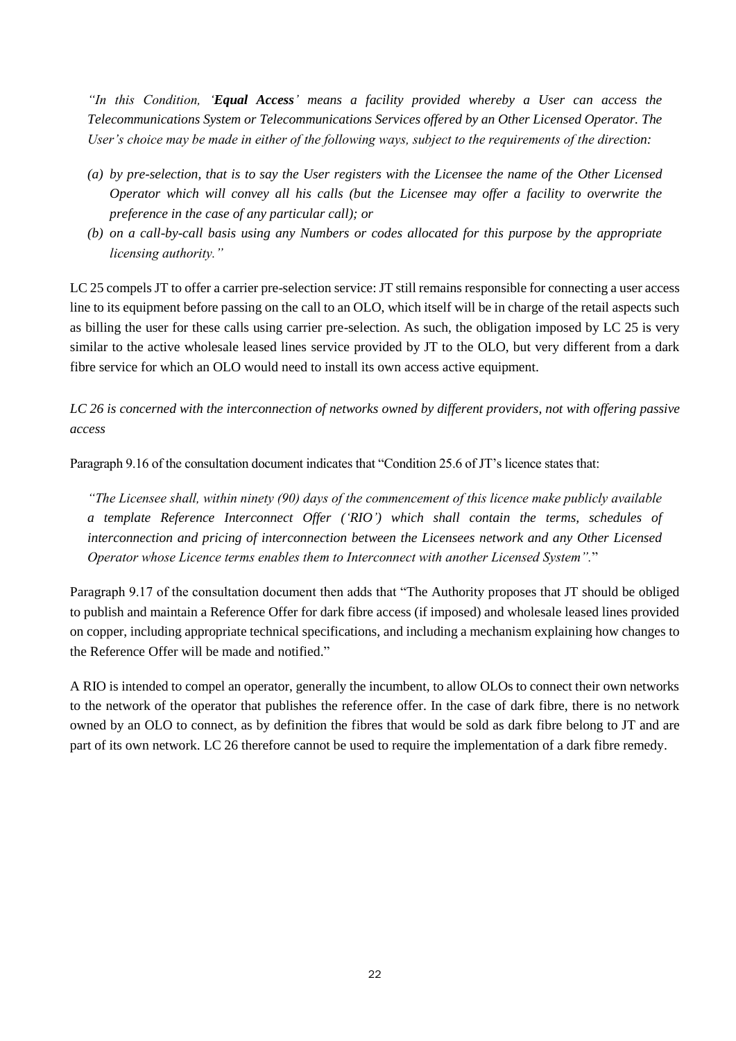*"In this Condition, '**Equal Access**' means a facility provided whereby a User can access the Telecommunications System or Telecommunications Services offered by an Other Licensed Operator. The User's choice may be made in either of the following ways, subject to the requirements of the direction:*

- *(a) by pre-selection, that is to say the User registers with the Licensee the name of the Other Licensed Operator which will convey all his calls (but the Licensee may offer a facility to overwrite the preference in the case of any particular call); or*
- *(b) on a call-by-call basis using any Numbers or codes allocated for this purpose by the appropriate licensing authority."*

LC 25 compels JT to offer a carrier pre-selection service: JT still remains responsible for connecting a user access line to its equipment before passing on the call to an OLO, which itself will be in charge of the retail aspects such as billing the user for these calls using carrier pre-selection. As such, the obligation imposed by LC 25 is very similar to the active wholesale leased lines service provided by JT to the OLO, but very different from a dark fibre service for which an OLO would need to install its own access active equipment.

*LC 26 is concerned with the interconnection of networks owned by different providers, not with offering passive access*

Paragraph 9.16 of the consultation document indicates that "Condition 25.6 of JT's licence states that:

*"The Licensee shall, within ninety (90) days of the commencement of this licence make publicly available a template Reference Interconnect Offer ('RIO') which shall contain the terms, schedules of interconnection and pricing of interconnection between the Licensees network and any Other Licensed Operator whose Licence terms enables them to Interconnect with another Licensed System"*."

Paragraph 9.17 of the consultation document then adds that "The Authority proposes that JT should be obliged to publish and maintain a Reference Offer for dark fibre access (if imposed) and wholesale leased lines provided on copper, including appropriate technical specifications, and including a mechanism explaining how changes to the Reference Offer will be made and notified."

A RIO is intended to compel an operator, generally the incumbent, to allow OLOs to connect their own networks to the network of the operator that publishes the reference offer. In the case of dark fibre, there is no network owned by an OLO to connect, as by definition the fibres that would be sold as dark fibre belong to JT and are part of its own network. LC 26 therefore cannot be used to require the implementation of a dark fibre remedy.